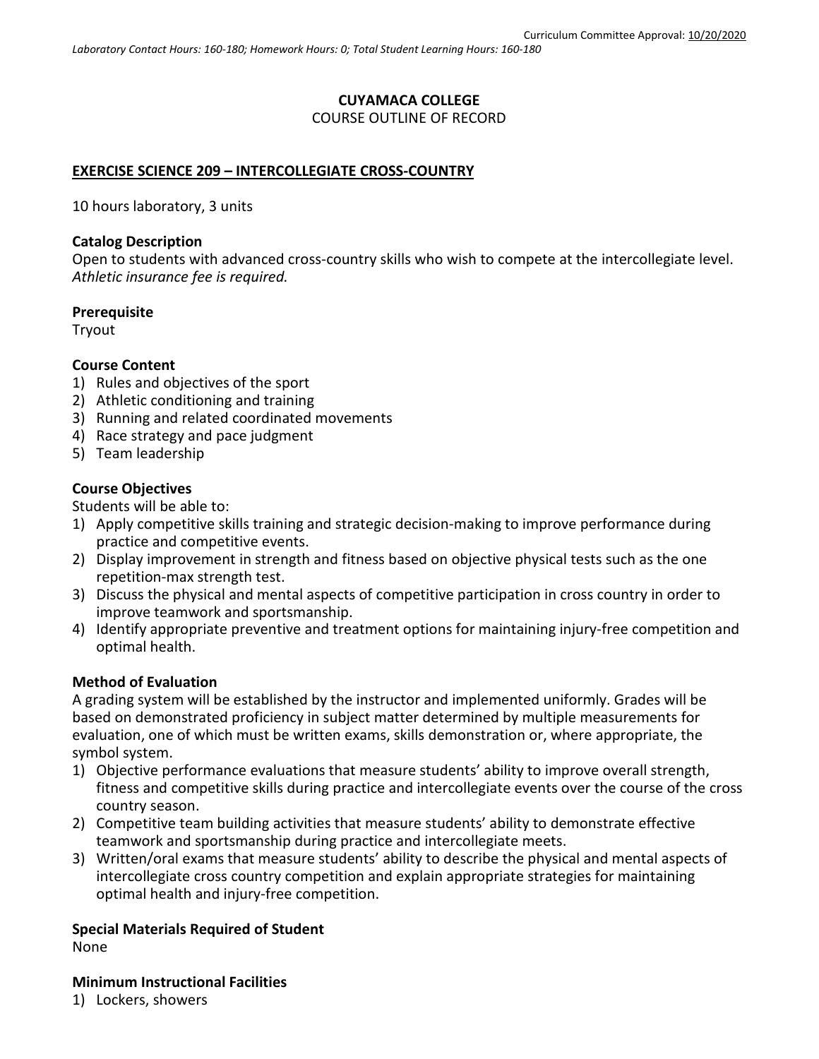Curriculum Committee Approval: 10/20/2020

*Laboratory Contact Hours: 160-180; Homework Hours: 0; Total Student Learning Hours: 160-180*

**CUYAMACA COLLEGE**

COURSE OUTLINE OF RECORD

## EXERCISE SCIENCE 209 – INTERCOLLEGIATE CROSS-COUNTRY

10 hours laboratory, 3 units

### Catalog Description

Open to students with advanced cross-country skills who wish to compete at the intercollegiate level. *Athletic insurance fee is required.*

### Prerequisite

Tryout

### Course Content

1) Rules and objectives of the sport
2) Athletic conditioning and training
3) Running and related coordinated movements
4) Race strategy and pace judgment
5) Team leadership

### Course Objectives

Students will be able to:

1) Apply competitive skills training and strategic decision-making to improve performance during practice and competitive events.
2) Display improvement in strength and fitness based on objective physical tests such as the one repetition-max strength test.
3) Discuss the physical and mental aspects of competitive participation in cross country in order to improve teamwork and sportsmanship.
4) Identify appropriate preventive and treatment options for maintaining injury-free competition and optimal health.

### Method of Evaluation

A grading system will be established by the instructor and implemented uniformly. Grades will be based on demonstrated proficiency in subject matter determined by multiple measurements for evaluation, one of which must be written exams, skills demonstration or, where appropriate, the symbol system.

1) Objective performance evaluations that measure students' ability to improve overall strength, fitness and competitive skills during practice and intercollegiate events over the course of the cross country season.
2) Competitive team building activities that measure students' ability to demonstrate effective teamwork and sportsmanship during practice and intercollegiate meets.
3) Written/oral exams that measure students' ability to describe the physical and mental aspects of intercollegiate cross country competition and explain appropriate strategies for maintaining optimal health and injury-free competition.

### Special Materials Required of Student

None

### Minimum Instructional Facilities

1) Lockers, showers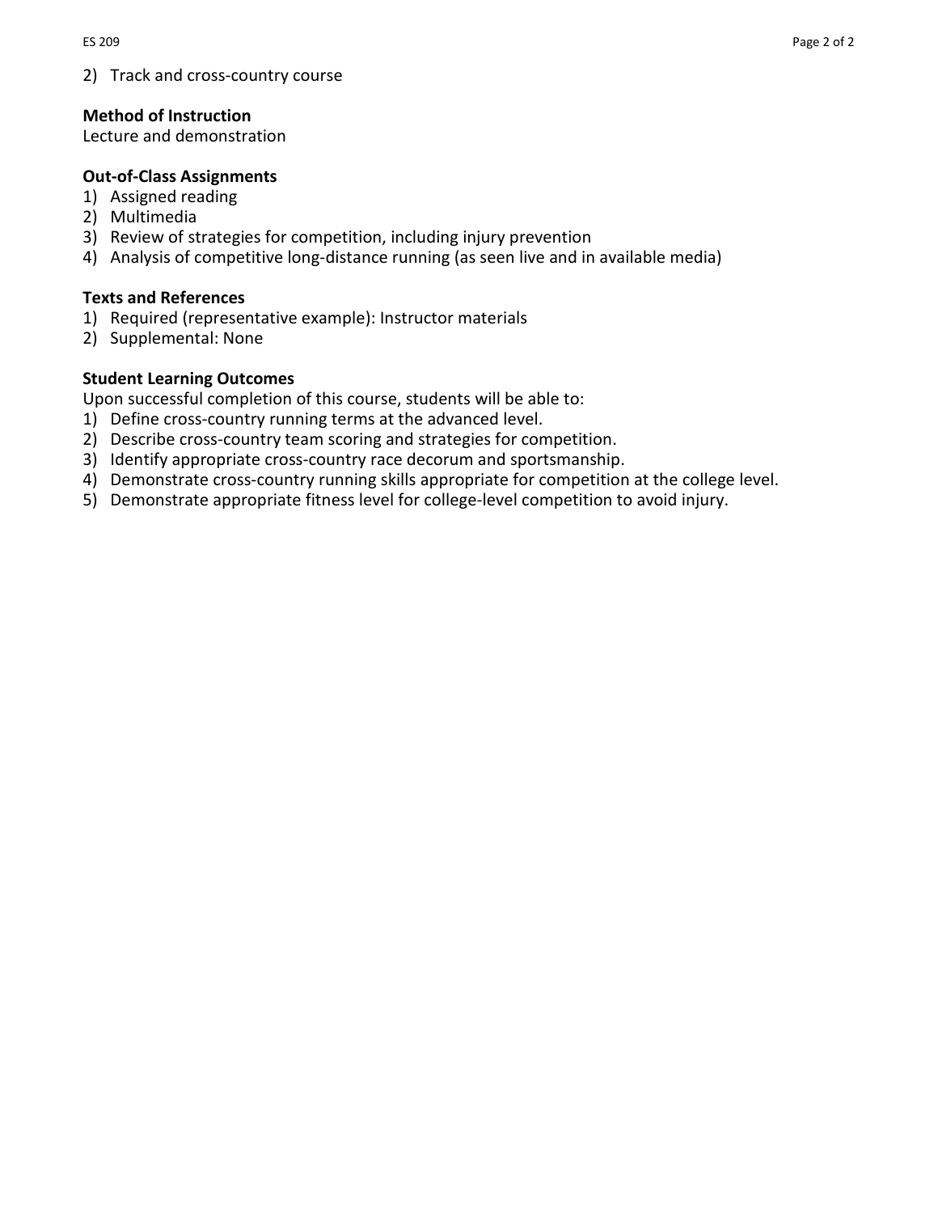2) Track and cross-country course

**Method of Instruction**
Lecture and demonstration

**Out-of-Class Assignments**
1) Assigned reading
2) Multimedia
3) Review of strategies for competition, including injury prevention
4) Analysis of competitive long-distance running (as seen live and in available media)

**Texts and References**
1) Required (representative example): Instructor materials
2) Supplemental: None

**Student Learning Outcomes**
Upon successful completion of this course, students will be able to:
1) Define cross-country running terms at the advanced level.
2) Describe cross-country team scoring and strategies for competition.
3) Identify appropriate cross-country race decorum and sportsmanship.
4) Demonstrate cross-country running skills appropriate for competition at the college level.
5) Demonstrate appropriate fitness level for college-level competition to avoid injury.